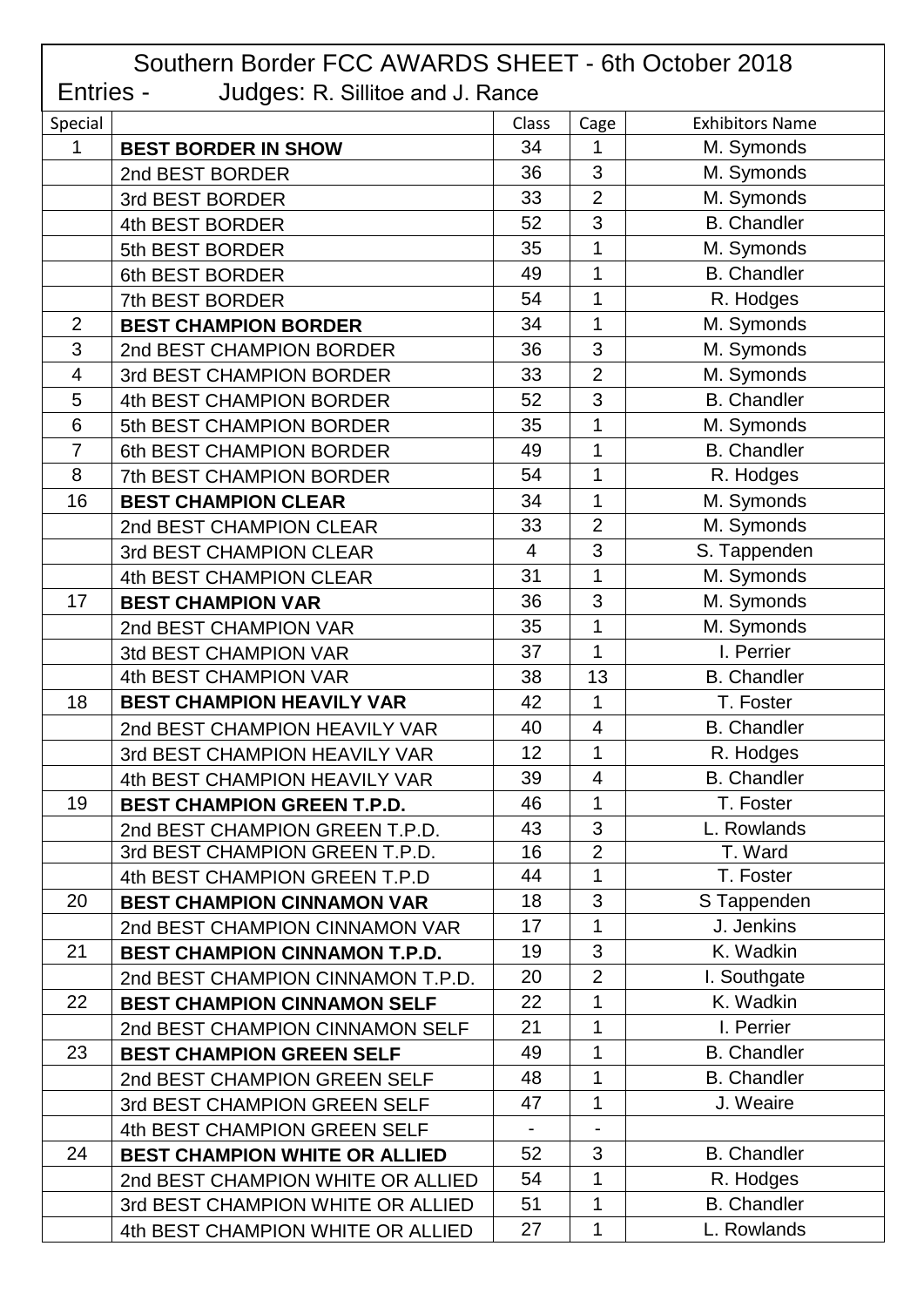# Southern Border FCC AWARDS SHEET - 6th October 2018

Entries - Judges: R. Sillitoe and J. Rance

| Special | | Class | Cage | Exhibitors Name |
|---|---|---|---|---|
| 1 | **BEST BORDER IN SHOW** | 34 | 1 | M. Symonds |
| | 2nd BEST BORDER | 36 | 3 | M. Symonds |
| | 3rd BEST BORDER | 33 | 2 | M. Symonds |
| | 4th BEST BORDER | 52 | 3 | B. Chandler |
| | 5th BEST BORDER | 35 | 1 | M. Symonds |
| | 6th BEST BORDER | 49 | 1 | B. Chandler |
| | 7th BEST BORDER | 54 | 1 | R. Hodges |
| 2 | **BEST CHAMPION BORDER** | 34 | 1 | M. Symonds |
| 3 | 2nd BEST CHAMPION BORDER | 36 | 3 | M. Symonds |
| 4 | 3rd BEST CHAMPION BORDER | 33 | 2 | M. Symonds |
| 5 | 4th BEST CHAMPION BORDER | 52 | 3 | B. Chandler |
| 6 | 5th BEST CHAMPION BORDER | 35 | 1 | M. Symonds |
| 7 | 6th BEST CHAMPION BORDER | 49 | 1 | B. Chandler |
| 8 | 7th BEST CHAMPION BORDER | 54 | 1 | R. Hodges |
| 16 | **BEST CHAMPION CLEAR** | 34 | 1 | M. Symonds |
| | 2nd BEST CHAMPION CLEAR | 33 | 2 | M. Symonds |
| | 3rd BEST CHAMPION CLEAR | 4 | 3 | S. Tappenden |
| | 4th BEST CHAMPION CLEAR | 31 | 1 | M. Symonds |
| 17 | **BEST CHAMPION VAR** | 36 | 3 | M. Symonds |
| | 2nd BEST CHAMPION VAR | 35 | 1 | M. Symonds |
| | 3td BEST CHAMPION VAR | 37 | 1 | I. Perrier |
| | 4th BEST CHAMPION VAR | 38 | 13 | B. Chandler |
| 18 | **BEST CHAMPION HEAVILY VAR** | 42 | 1 | T. Foster |
| | 2nd BEST CHAMPION HEAVILY VAR | 40 | 4 | B. Chandler |
| | 3rd BEST CHAMPION HEAVILY VAR | 12 | 1 | R. Hodges |
| | 4th BEST CHAMPION HEAVILY VAR | 39 | 4 | B. Chandler |
| 19 | **BEST CHAMPION GREEN T.P.D.** | 46 | 1 | T. Foster |
| | 2nd BEST CHAMPION GREEN T.P.D. | 43 | 3 | L. Rowlands |
| | 3rd BEST CHAMPION GREEN T.P.D. | 16 | 2 | T. Ward |
| | 4th BEST CHAMPION GREEN T.P.D | 44 | 1 | T. Foster |
| 20 | **BEST CHAMPION CINNAMON VAR** | 18 | 3 | S Tappenden |
| | 2nd BEST CHAMPION CINNAMON VAR | 17 | 1 | J. Jenkins |
| 21 | **BEST CHAMPION CINNAMON T.P.D.** | 19 | 3 | K. Wadkin |
| | 2nd BEST CHAMPION CINNAMON T.P.D. | 20 | 2 | I. Southgate |
| 22 | **BEST CHAMPION CINNAMON SELF** | 22 | 1 | K. Wadkin |
| | 2nd BEST CHAMPION CINNAMON SELF | 21 | 1 | I. Perrier |
| 23 | **BEST CHAMPION GREEN SELF** | 49 | 1 | B. Chandler |
| | 2nd BEST CHAMPION GREEN SELF | 48 | 1 | B. Chandler |
| | 3rd BEST CHAMPION GREEN SELF | 47 | 1 | J. Weaire |
| | 4th BEST CHAMPION GREEN SELF | - | - | |
| 24 | **BEST CHAMPION WHITE OR ALLIED** | 52 | 3 | B. Chandler |
| | 2nd BEST CHAMPION WHITE OR ALLIED | 54 | 1 | R. Hodges |
| | 3rd BEST CHAMPION WHITE OR ALLIED | 51 | 1 | B. Chandler |
| | 4th BEST CHAMPION WHITE OR ALLIED | 27 | 1 | L. Rowlands |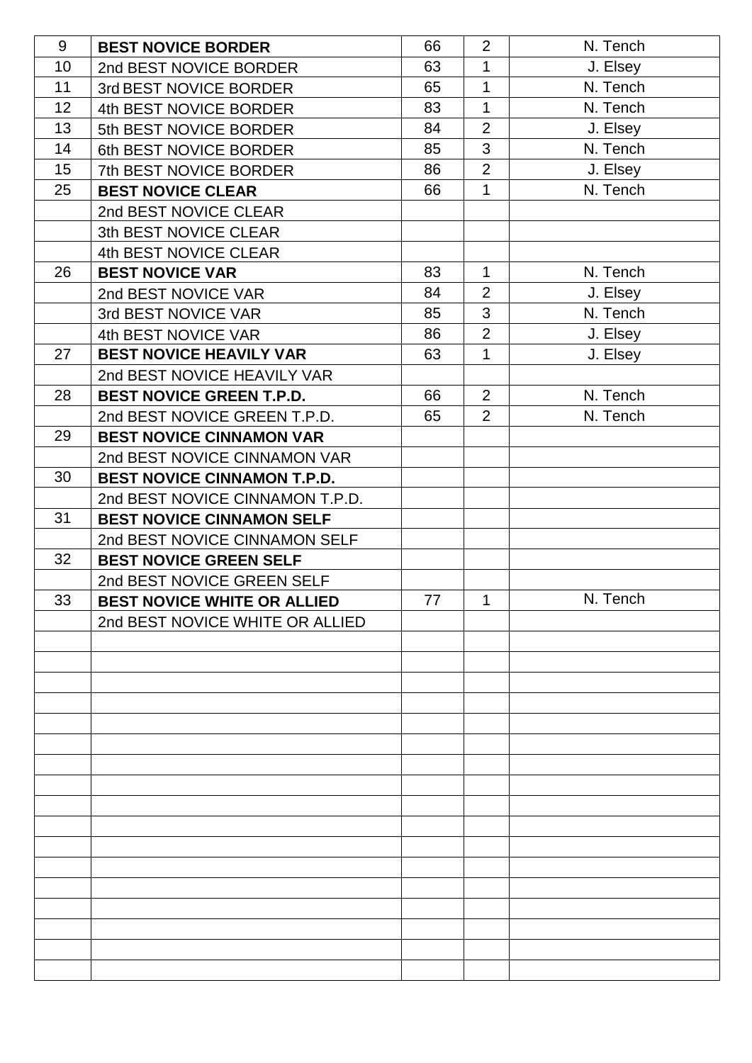| | | | | |
|---|---|---|---|---|
| 9 | **BEST NOVICE BORDER** | 66 | 2 | N. Tench |
| 10 | 2nd BEST NOVICE BORDER | 63 | 1 | J. Elsey |
| 11 | 3rd BEST NOVICE BORDER | 65 | 1 | N. Tench |
| 12 | 4th BEST NOVICE BORDER | 83 | 1 | N. Tench |
| 13 | 5th BEST NOVICE BORDER | 84 | 2 | J. Elsey |
| 14 | 6th BEST NOVICE BORDER | 85 | 3 | N. Tench |
| 15 | 7th BEST NOVICE BORDER | 86 | 2 | J. Elsey |
| 25 | **BEST NOVICE CLEAR** | 66 | 1 | N. Tench |
| | 2nd BEST NOVICE CLEAR | | | |
| | 3th BEST NOVICE CLEAR | | | |
| | 4th BEST NOVICE CLEAR | | | |
| 26 | **BEST NOVICE VAR** | 83 | 1 | N. Tench |
| | 2nd BEST NOVICE VAR | 84 | 2 | J. Elsey |
| | 3rd BEST NOVICE VAR | 85 | 3 | N. Tench |
| | 4th BEST NOVICE VAR | 86 | 2 | J. Elsey |
| 27 | **BEST NOVICE HEAVILY VAR** | 63 | 1 | J. Elsey |
| | 2nd BEST NOVICE HEAVILY VAR | | | |
| 28 | **BEST NOVICE GREEN T.P.D.** | 66 | 2 | N. Tench |
| | 2nd BEST NOVICE GREEN T.P.D. | 65 | 2 | N. Tench |
| 29 | **BEST NOVICE CINNAMON VAR** | | | |
| | 2nd BEST NOVICE CINNAMON VAR | | | |
| 30 | **BEST NOVICE CINNAMON T.P.D.** | | | |
| | 2nd BEST NOVICE CINNAMON T.P.D. | | | |
| 31 | **BEST NOVICE CINNAMON SELF** | | | |
| | 2nd BEST NOVICE CINNAMON SELF | | | |
| 32 | **BEST NOVICE GREEN SELF** | | | |
| | 2nd BEST NOVICE GREEN SELF | | | |
| 33 | **BEST NOVICE WHITE OR ALLIED** | 77 | 1 | N. Tench |
| | 2nd BEST NOVICE WHITE OR ALLIED | | | |